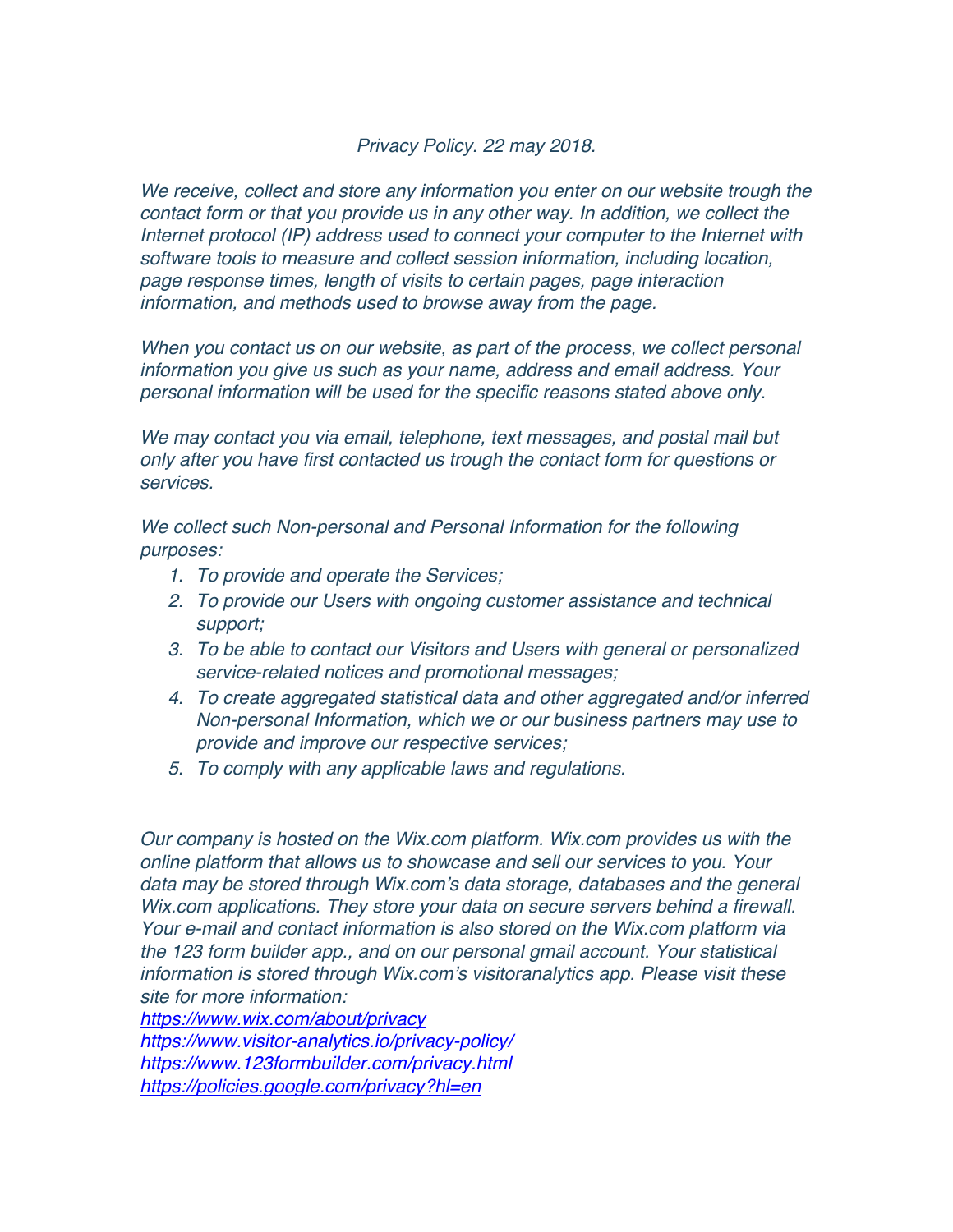*Privacy Policy. 22 may 2018.*

*We receive, collect and store any information you enter on our website trough the contact form or that you provide us in any other way. In addition, we collect the Internet protocol (IP) address used to connect your computer to the Internet with software tools to measure and collect session information, including location, page response times, length of visits to certain pages, page interaction information, and methods used to browse away from the page.*

*When you contact us on our website, as part of the process, we collect personal information you give us such as your name, address and email address. Your personal information will be used for the specific reasons stated above only.*

*We may contact you via email, telephone, text messages, and postal mail but only after you have first contacted us trough the contact form for questions or services.*

*We collect such Non-personal and Personal Information for the following purposes:*

1. *To provide and operate the Services;*
2. *To provide our Users with ongoing customer assistance and technical support;*
3. *To be able to contact our Visitors and Users with general or personalized service-related notices and promotional messages;*
4. *To create aggregated statistical data and other aggregated and/or inferred Non-personal Information, which we or our business partners may use to provide and improve our respective services;*
5. *To comply with any applicable laws and regulations.*

*Our company is hosted on the Wix.com platform. Wix.com provides us with the online platform that allows us to showcase and sell our services to you. Your data may be stored through Wix.com's data storage, databases and the general Wix.com applications. They store your data on secure servers behind a firewall. Your e-mail and contact information is also stored on the Wix.com platform via the 123 form builder app., and on our personal gmail account. Your statistical information is stored through Wix.com's visitoranalytics app. Please visit these site for more information:*
*https://www.wix.com/about/privacy*
*https://www.visitor-analytics.io/privacy-policy/*
*https://www.123formbuilder.com/privacy.html*
*https://policies.google.com/privacy?hl=en*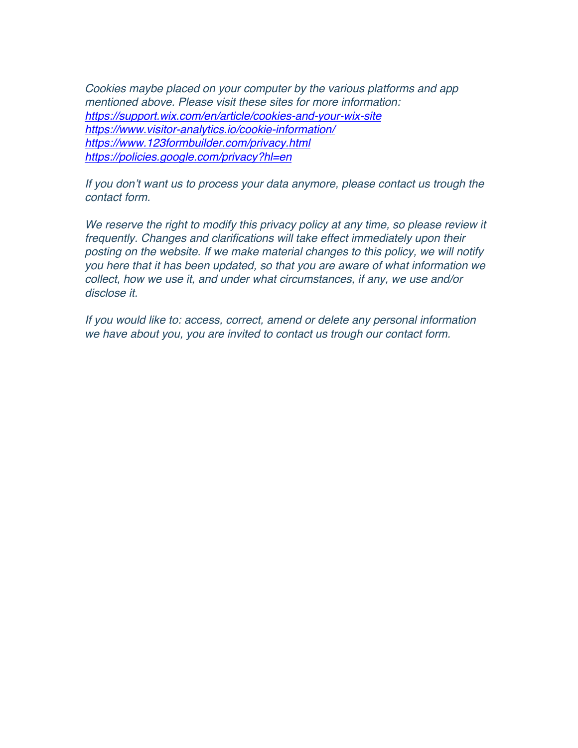*Cookies maybe placed on your computer by the various platforms and app mentioned above. Please visit these sites for more information:*
*[https://support.wix.com/en/article/cookies-and-your-wix-site](https://support.wix.com/en/article/cookies-and-your-wix-site)*
*[https://www.visitor-analytics.io/cookie-information/](https://www.visitor-analytics.io/cookie-information/)*
*[https://www.123formbuilder.com/privacy.html](https://www.123formbuilder.com/privacy.html)*
*[https://policies.google.com/privacy?hl=en](https://policies.google.com/privacy?hl=en)*

*If you don't want us to process your data anymore, please contact us trough the contact form.*

*We reserve the right to modify this privacy policy at any time, so please review it frequently. Changes and clarifications will take effect immediately upon their posting on the website. If we make material changes to this policy, we will notify you here that it has been updated, so that you are aware of what information we collect, how we use it, and under what circumstances, if any, we use and/or disclose it.*

*If you would like to: access, correct, amend or delete any personal information we have about you, you are invited to contact us trough our contact form.*